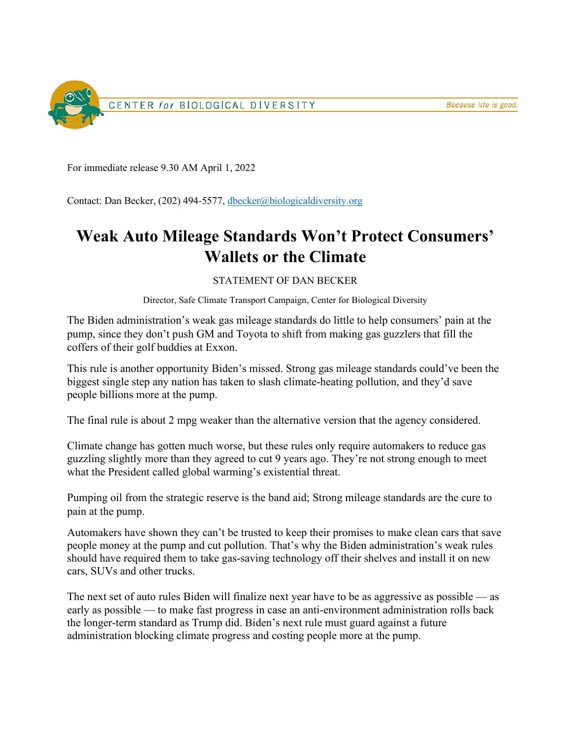CENTER for BIOLOGICAL DIVERSITY — Because life is good.

For immediate release 9.30 AM April 1, 2022

Contact: Dan Becker, (202) 494-5577, dbecker@biologicaldiversity.org

# Weak Auto Mileage Standards Won't Protect Consumers' Wallets or the Climate

STATEMENT OF DAN BECKER

Director, Safe Climate Transport Campaign, Center for Biological Diversity

The Biden administration's weak gas mileage standards do little to help consumers' pain at the pump, since they don't push GM and Toyota to shift from making gas guzzlers that fill the coffers of their golf buddies at Exxon.

This rule is another opportunity Biden's missed. Strong gas mileage standards could've been the biggest single step any nation has taken to slash climate-heating pollution, and they'd save people billions more at the pump.

The final rule is about 2 mpg weaker than the alternative version that the agency considered.

Climate change has gotten much worse, but these rules only require automakers to reduce gas guzzling slightly more than they agreed to cut 9 years ago. They're not strong enough to meet what the President called global warming's existential threat.

Pumping oil from the strategic reserve is the band aid; Strong mileage standards are the cure to pain at the pump.

Automakers have shown they can't be trusted to keep their promises to make clean cars that save people money at the pump and cut pollution. That's why the Biden administration's weak rules should have required them to take gas-saving technology off their shelves and install it on new cars, SUVs and other trucks.

The next set of auto rules Biden will finalize next year have to be as aggressive as possible — as early as possible — to make fast progress in case an anti-environment administration rolls back the longer-term standard as Trump did. Biden's next rule must guard against a future administration blocking climate progress and costing people more at the pump.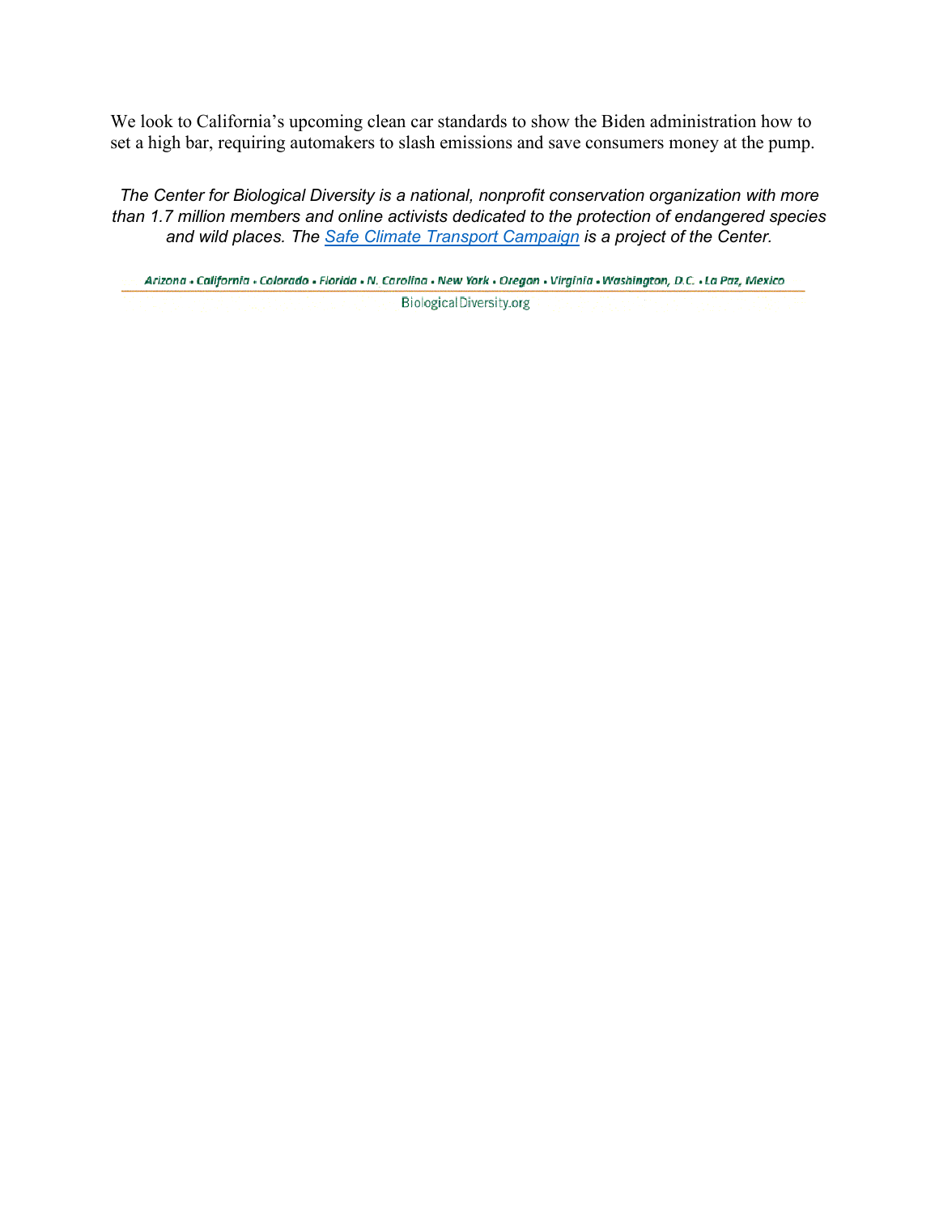We look to California's upcoming clean car standards to show the Biden administration how to set a high bar, requiring automakers to slash emissions and save consumers money at the pump.

*The Center for Biological Diversity is a national, nonprofit conservation organization with more than 1.7 million members and online activists dedicated to the protection of endangered species and wild places. The [Safe Climate Transport Campaign](#) is a project of the Center.*

*Arizona • California • Colorado • Florida • N. Carolina • New York • Oregon • Virginia • Washington, D.C. • La Paz, Mexico*

BiologicalDiversity.org